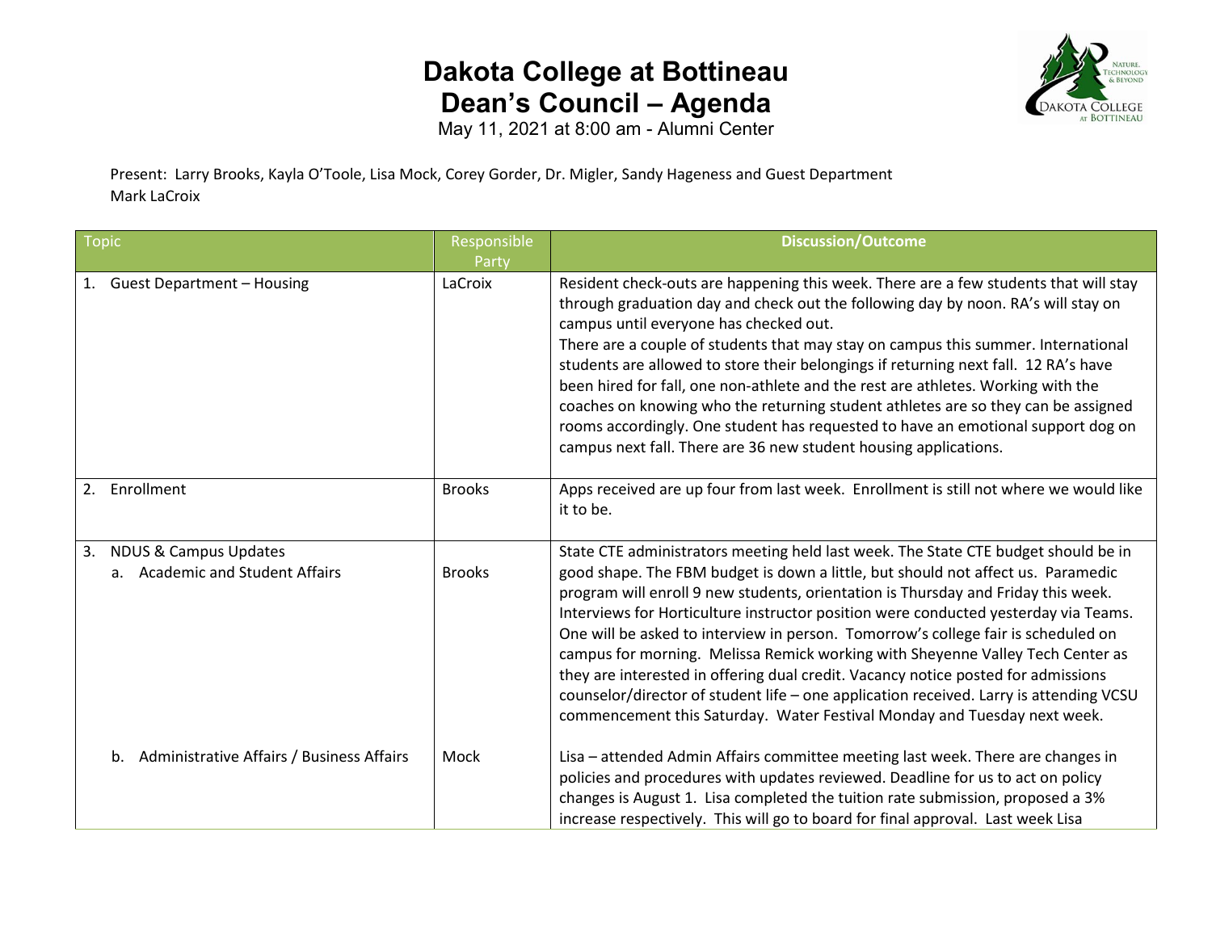# Dakota College at Bottineau
# Dean's Council – Agenda

May 11, 2021 at 8:00 am - Alumni Center

Present: Larry Brooks, Kayla O'Toole, Lisa Mock, Corey Gorder, Dr. Migler, Sandy Hageness and Guest Department Mark LaCroix

| Topic | Responsible Party | Discussion/Outcome |
|---|---|---|
| 1. Guest Department – Housing | LaCroix | Resident check-outs are happening this week. There are a few students that will stay through graduation day and check out the following day by noon. RA's will stay on campus until everyone has checked out. There are a couple of students that may stay on campus this summer. International students are allowed to store their belongings if returning next fall. 12 RA's have been hired for fall, one non-athlete and the rest are athletes. Working with the coaches on knowing who the returning student athletes are so they can be assigned rooms accordingly. One student has requested to have an emotional support dog on campus next fall. There are 36 new student housing applications. |
| 2. Enrollment | Brooks | Apps received are up four from last week. Enrollment is still not where we would like it to be. |
| 3. NDUS & Campus Updates<br>a. Academic and Student Affairs | Brooks | State CTE administrators meeting held last week. The State CTE budget should be in good shape. The FBM budget is down a little, but should not affect us. Paramedic program will enroll 9 new students, orientation is Thursday and Friday this week. Interviews for Horticulture instructor position were conducted yesterday via Teams. One will be asked to interview in person. Tomorrow's college fair is scheduled on campus for morning. Melissa Remick working with Sheyenne Valley Tech Center as they are interested in offering dual credit. Vacancy notice posted for admissions counselor/director of student life – one application received. Larry is attending VCSU commencement this Saturday. Water Festival Monday and Tuesday next week. |
| b. Administrative Affairs / Business Affairs | Mock | Lisa – attended Admin Affairs committee meeting last week. There are changes in policies and procedures with updates reviewed. Deadline for us to act on policy changes is August 1. Lisa completed the tuition rate submission, proposed a 3% increase respectively. This will go to board for final approval. Last week Lisa |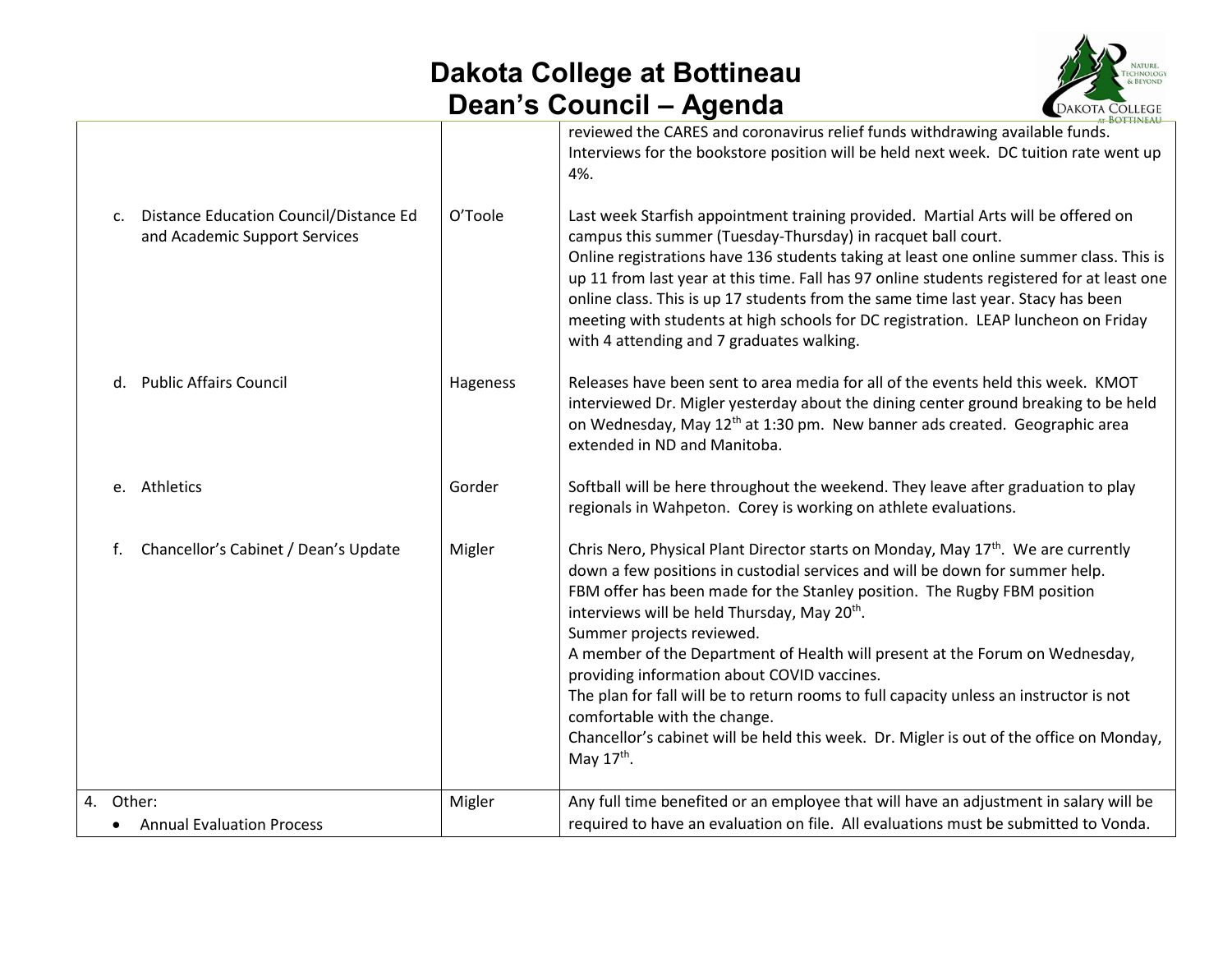# Dakota College at Bottineau
# Dean's Council – Agenda

| | | |
|---|---|---|
| | | reviewed the CARES and coronavirus relief funds withdrawing available funds. Interviews for the bookstore position will be held next week. DC tuition rate went up 4%. |
| c. Distance Education Council/Distance Ed and Academic Support Services | O'Toole | Last week Starfish appointment training provided. Martial Arts will be offered on campus this summer (Tuesday-Thursday) in racquet ball court.<br>Online registrations have 136 students taking at least one online summer class. This is up 11 from last year at this time. Fall has 97 online students registered for at least one online class. This is up 17 students from the same time last year. Stacy has been meeting with students at high schools for DC registration. LEAP luncheon on Friday with 4 attending and 7 graduates walking. |
| d. Public Affairs Council | Hageness | Releases have been sent to area media for all of the events held this week. KMOT interviewed Dr. Migler yesterday about the dining center ground breaking to be held on Wednesday, May 12th at 1:30 pm. New banner ads created. Geographic area extended in ND and Manitoba. |
| e. Athletics | Gorder | Softball will be here throughout the weekend. They leave after graduation to play regionals in Wahpeton. Corey is working on athlete evaluations. |
| f. Chancellor's Cabinet / Dean's Update | Migler | Chris Nero, Physical Plant Director starts on Monday, May 17th. We are currently down a few positions in custodial services and will be down for summer help.<br>FBM offer has been made for the Stanley position. The Rugby FBM position interviews will be held Thursday, May 20th.<br>Summer projects reviewed.<br>A member of the Department of Health will present at the Forum on Wednesday, providing information about COVID vaccines.<br>The plan for fall will be to return rooms to full capacity unless an instructor is not comfortable with the change.<br>Chancellor's cabinet will be held this week. Dr. Migler is out of the office on Monday, May 17th. |
| 4. Other:<br>• Annual Evaluation Process | Migler | Any full time benefited or an employee that will have an adjustment in salary will be required to have an evaluation on file. All evaluations must be submitted to Vonda. |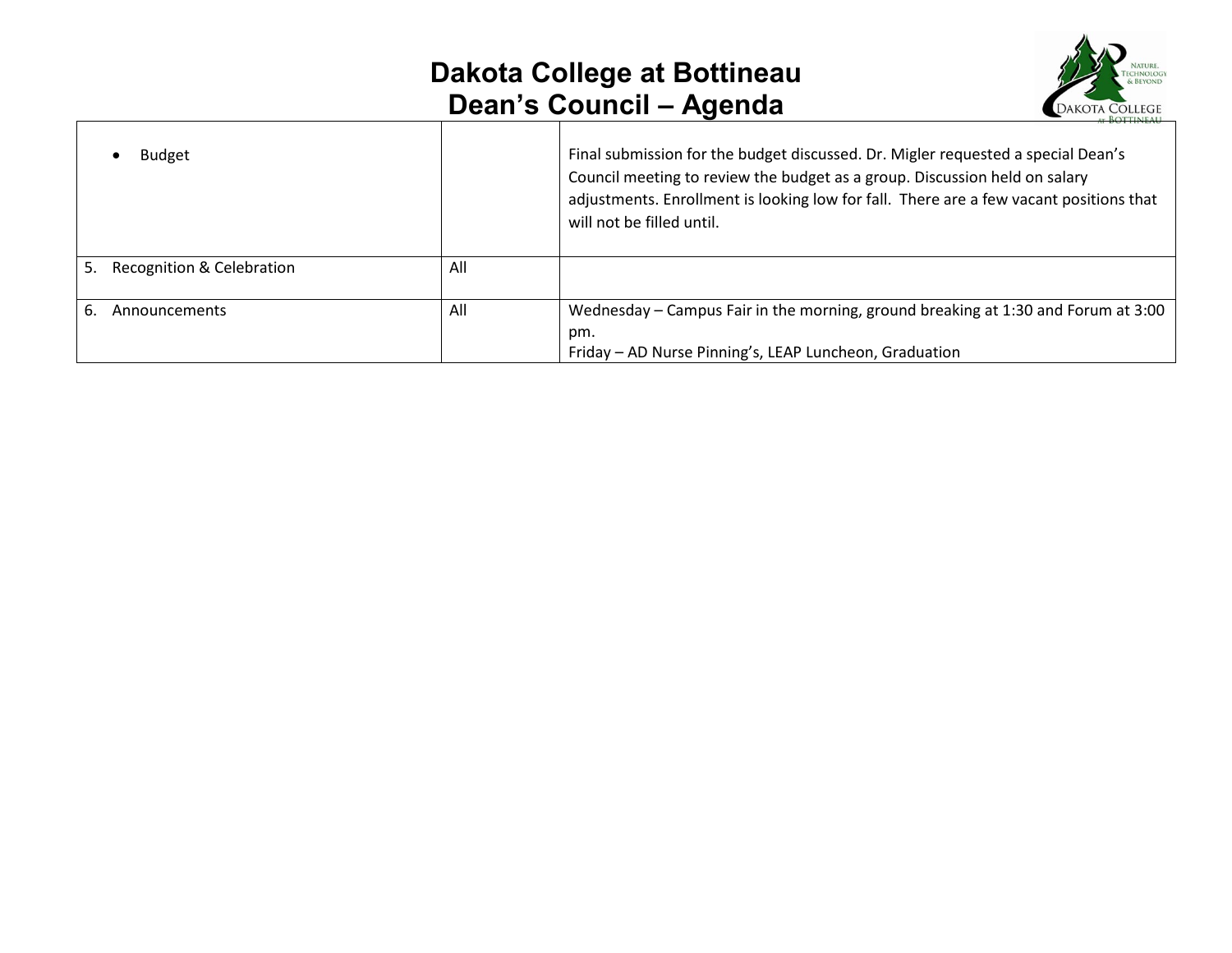# Dakota College at Bottineau
# Dean's Council – Agenda

| | | |
|---|---|---|
| • Budget | | Final submission for the budget discussed. Dr. Migler requested a special Dean's Council meeting to review the budget as a group. Discussion held on salary adjustments. Enrollment is looking low for fall. There are a few vacant positions that will not be filled until. |
| 5. Recognition & Celebration | All | |
| 6. Announcements | All | Wednesday – Campus Fair in the morning, ground breaking at 1:30 and Forum at 3:00 pm.<br>Friday – AD Nurse Pinning's, LEAP Luncheon, Graduation |